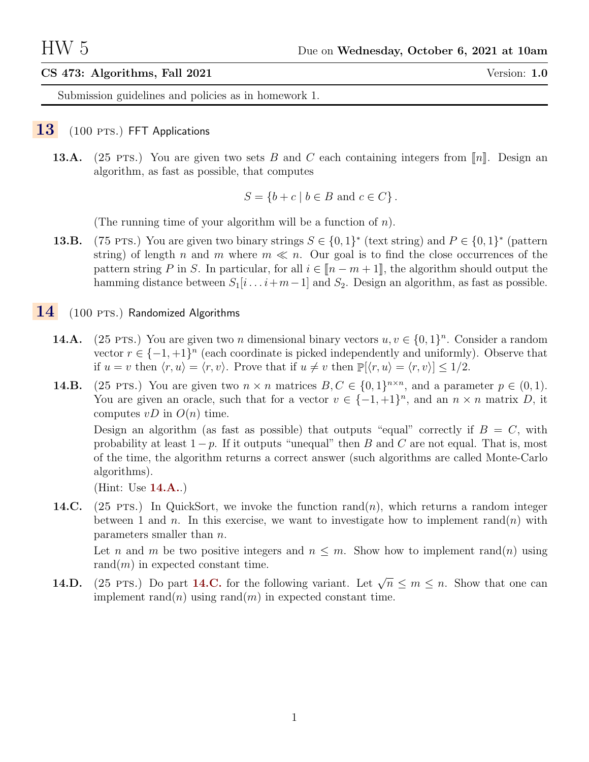# HW 5

Due on **Wednesday, October 6, 2021 at 10am**

**CS 473: Algorithms, Fall 2021** Version: **1.0**

Submission guidelines and policies as in homework 1.

---

## 13 (100 PTS.) FFT Applications

**13.A.** (25 PTS.) You are given two sets $B$ and $C$ each containing integers from $[\![n]\!]$. Design an algorithm, as fast as possible, that computes

$$S = \{b + c \mid b \in B \text{ and } c \in C\}.$$

(The running time of your algorithm will be a function of $n$).

**13.B.** (75 PTS.) You are given two binary strings $S \in \{0,1\}^*$ (text string) and $P \in \{0,1\}^*$ (pattern string) of length $n$ and $m$ where $m \ll n$. Our goal is to find the close occurrences of the pattern string $P$ in $S$. In particular, for all $i \in [\![n - m + 1]\!]$, the algorithm should output the hamming distance between $S_1[i \ldots i+m-1]$ and $S_2$. Design an algorithm, as fast as possible.

## 14 (100 PTS.) Randomized Algorithms

**14.A.** (25 PTS.) You are given two $n$ dimensional binary vectors $u, v \in \{0,1\}^n$. Consider a random vector $r \in \{-1,+1\}^n$ (each coordinate is picked independently and uniformly). Observe that if $u = v$ then $\langle r, u \rangle = \langle r, v \rangle$. Prove that if $u \neq v$ then $\mathbb{P}[\langle r, u \rangle = \langle r, v \rangle] \leq 1/2$.

**14.B.** (25 PTS.) You are given two $n \times n$ matrices $B, C \in \{0,1\}^{n \times n}$, and a parameter $p \in (0,1)$. You are given an oracle, such that for a vector $v \in \{-1,+1\}^n$, and an $n \times n$ matrix $D$, it computes $vD$ in $O(n)$ time.

Design an algorithm (as fast as possible) that outputs "equal" correctly if $B = C$, with probability at least $1 - p$. If it outputs "unequal" then $B$ and $C$ are not equal. That is, most of the time, the algorithm returns a correct answer (such algorithms are called Monte-Carlo algorithms).

(Hint: Use **14.A.**.)

**14.C.** (25 PTS.) In QuickSort, we invoke the function rand$(n)$, which returns a random integer between 1 and $n$. In this exercise, we want to investigate how to implement rand$(n)$ with parameters smaller than $n$.

Let $n$ and $m$ be two positive integers and $n \leq m$. Show how to implement rand$(n)$ using rand$(m)$ in expected constant time.

**14.D.** (25 PTS.) Do part **14.C.** for the following variant. Let $\sqrt{n} \leq m \leq n$. Show that one can implement rand$(n)$ using rand$(m)$ in expected constant time.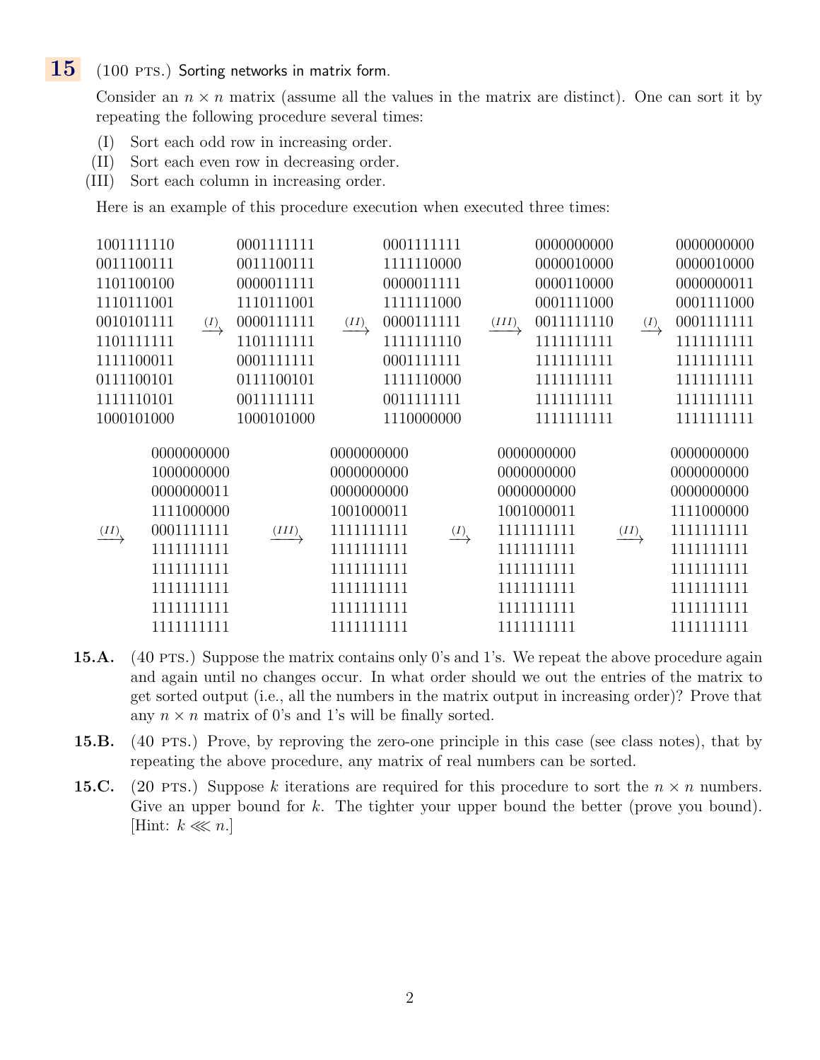## 15 (100 PTS.) Sorting networks in matrix form.

Consider an $n \times n$ matrix (assume all the values in the matrix are distinct). One can sort it by repeating the following procedure several times:

(I) Sort each odd row in increasing order.

(II) Sort each even row in decreasing order.

(III) Sort each column in increasing order.

Here is an example of this procedure execution when executed three times:

```
1001111110        0001111111        0001111111          0000000000        0000000000
0011100111        0011100111        1111110000          0000010000        0000010000
1101100100        0000011111        0000011111          0000110000        0000000011
1110111001        1110111001        1111111000          0001111000        0001111000
0010101111  (I)   0000111111  (II)  0000111111  (III)   0011111110  (I)   0001111111
1101111111  -->   1101111111  -->   1111111110  -->     1111111111  -->   1111111111
1111100011        0001111111        0001111111          1111111111        1111111111
0111100101        0111100101        1111110000          1111111111        1111111111
1111110101        0011111111        0011111111          1111111111        1111111111
1000101000        1000101000        1110000000          1111111111        1111111111

       0000000000          0000000000          0000000000          0000000000
       1000000000          0000000000          0000000000          0000000000
       0000000011          0000000000          0000000000          0000000000
       1111000000          1001000011          1001000011          1111000000
(II)   0001111111  (III)   1111111111  (I)     1111111111  (II)    1111111111
-->    1111111111  -->     1111111111  -->     1111111111  -->     1111111111
       1111111111          1111111111          1111111111          1111111111
       1111111111          1111111111          1111111111          1111111111
       1111111111          1111111111          1111111111          1111111111
       1111111111          1111111111          1111111111          1111111111
```

**15.A.** (40 PTS.) Suppose the matrix contains only 0's and 1's. We repeat the above procedure again and again until no changes occur. In what order should we out the entries of the matrix to get sorted output (i.e., all the numbers in the matrix output in increasing order)? Prove that any $n \times n$ matrix of 0's and 1's will be finally sorted.

**15.B.** (40 PTS.) Prove, by reproving the zero-one principle in this case (see class notes), that by repeating the above procedure, any matrix of real numbers can be sorted.

**15.C.** (20 PTS.) Suppose $k$ iterations are required for this procedure to sort the $n \times n$ numbers. Give an upper bound for $k$. The tighter your upper bound the better (prove you bound). [Hint: $k \lll n$.]